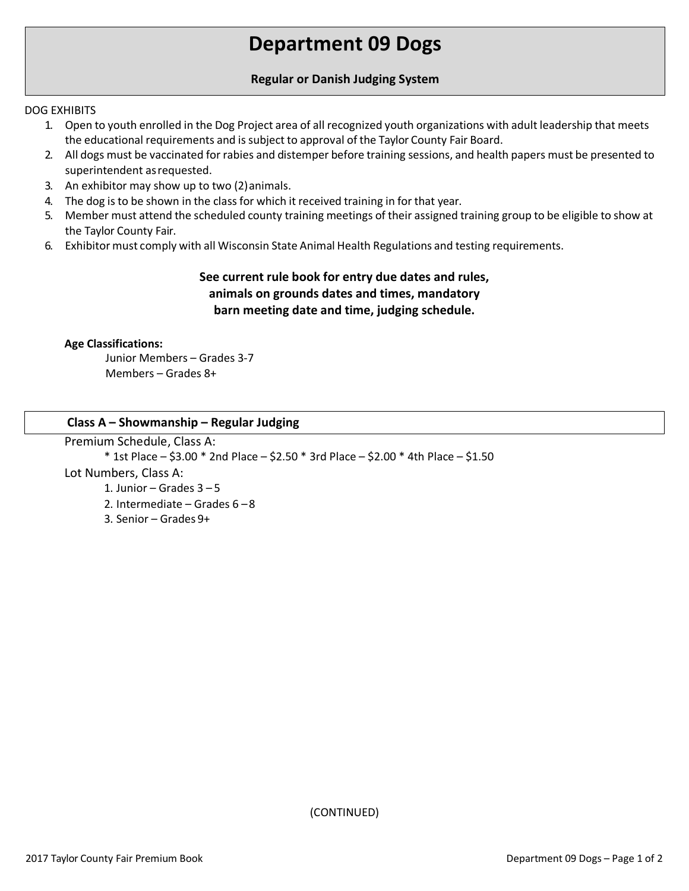# Department 09 Dogs

**Regular or Danish Judging System**

DOG EXHIBITS

1. Open to youth enrolled in the Dog Project area of all recognized youth organizations with adult leadership that meets the educational requirements and is subject to approval of the Taylor County Fair Board.
2. All dogs must be vaccinated for rabies and distemper before training sessions, and health papers must be presented to superintendent as requested.
3. An exhibitor may show up to two (2) animals.
4. The dog is to be shown in the class for which it received training in for that year.
5. Member must attend the scheduled county training meetings of their assigned training group to be eligible to show at the Taylor County Fair.
6. Exhibitor must comply with all Wisconsin State Animal Health Regulations and testing requirements.

**See current rule book for entry due dates and rules, animals on grounds dates and times, mandatory barn meeting date and time, judging schedule.**

**Age Classifications:**

Junior Members – Grades 3-7
Members – Grades 8+

## Class A – Showmanship – Regular Judging

Premium Schedule, Class A:

* 1st Place – $3.00 * 2nd Place – $2.50 * 3rd Place – $2.00 * 4th Place – $1.50

Lot Numbers, Class A:

1. Junior – Grades 3 – 5
2. Intermediate – Grades 6 – 8
3. Senior – Grades 9+

(CONTINUED)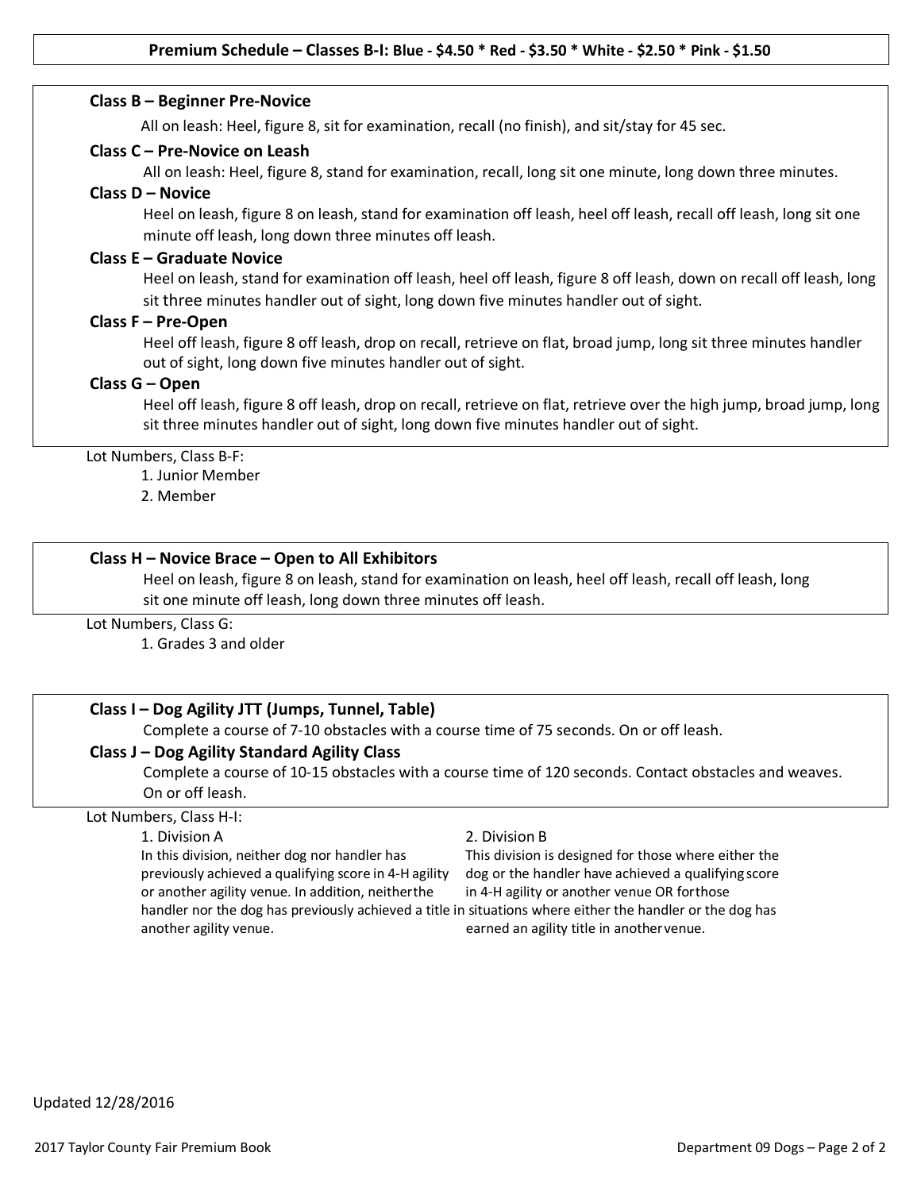**Premium Schedule – Classes B-I: Blue - $4.50 * Red - $3.50 * White - $2.50 * Pink - $1.50**

### Class B – Beginner Pre-Novice

All on leash: Heel, figure 8, sit for examination, recall (no finish), and sit/stay for 45 sec.

### Class C – Pre-Novice on Leash

All on leash: Heel, figure 8, stand for examination, recall, long sit one minute, long down three minutes.

### Class D – Novice

Heel on leash, figure 8 on leash, stand for examination off leash, heel off leash, recall off leash, long sit one minute off leash, long down three minutes off leash.

### Class E – Graduate Novice

Heel on leash, stand for examination off leash, heel off leash, figure 8 off leash, down on recall off leash, long sit three minutes handler out of sight, long down five minutes handler out of sight.

### Class F – Pre-Open

Heel off leash, figure 8 off leash, drop on recall, retrieve on flat, broad jump, long sit three minutes handler out of sight, long down five minutes handler out of sight.

### Class G – Open

Heel off leash, figure 8 off leash, drop on recall, retrieve on flat, retrieve over the high jump, broad jump, long sit three minutes handler out of sight, long down five minutes handler out of sight.

Lot Numbers, Class B-F:

1. Junior Member
2. Member

### Class H – Novice Brace – Open to All Exhibitors

Heel on leash, figure 8 on leash, stand for examination on leash, heel off leash, recall off leash, long sit one minute off leash, long down three minutes off leash.

Lot Numbers, Class G:

1. Grades 3 and older

### Class I – Dog Agility JTT (Jumps, Tunnel, Table)

Complete a course of 7-10 obstacles with a course time of 75 seconds. On or off leash.

### Class J – Dog Agility Standard Agility Class

Complete a course of 10-15 obstacles with a course time of 120 seconds. Contact obstacles and weaves. On or off leash.

Lot Numbers, Class H-I:

1. Division A
   In this division, neither dog nor handler has previously achieved a qualifying score in 4-H agility or another agility venue. In addition, neither the handler nor the dog has previously achieved a title in another agility venue.
2. Division B
   This division is designed for those where either the dog or the handler have achieved a qualifying score in 4-H agility or another venue OR for those situations where either the handler or the dog has earned an agility title in another venue.

Updated 12/28/2016